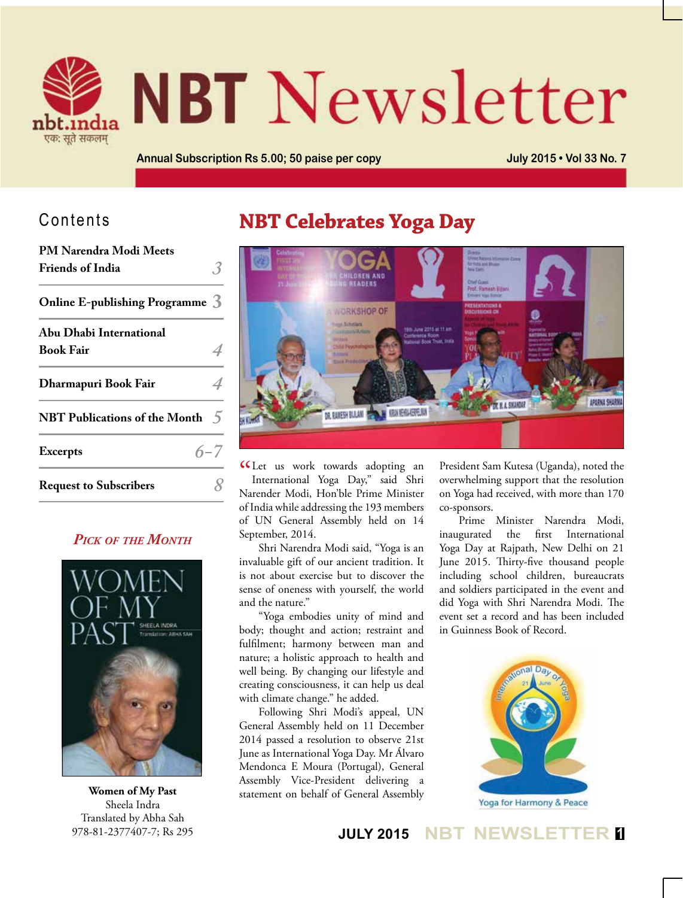# NBT Newsletter

Annual Subscription Rs 5.00; 50 paise per copy

July 2015 • Vol 33 No. 7

## Contents

| | |
|---|---|
| PM Narendra Modi Meets Friends of India | 3 |
| Online E-publishing Programme | 3 |
| Abu Dhabi International Book Fair | 4 |
| Dharmapuri Book Fair | 4 |
| NBT Publications of the Month | 5 |
| Excerpts | 6–7 |
| Request to Subscribers | 8 |

### *Pick of the Month*

**Women of My Past**
Sheela Indra
Translated by Abha Sah
978-81-2377407-7; Rs 295

## NBT Celebrates Yoga Day

"Let us work towards adopting an International Yoga Day," said Shri Narender Modi, Hon'ble Prime Minister of India while addressing the 193 members of UN General Assembly held on 14 September, 2014.

Shri Narendra Modi said, "Yoga is an invaluable gift of our ancient tradition. It is not about exercise but to discover the sense of oneness with yourself, the world and the nature."

"Yoga embodies unity of mind and body; thought and action; restraint and fulfilment; harmony between man and nature; a holistic approach to health and well being. By changing our lifestyle and creating consciousness, it can help us deal with climate change." he added.

Following Shri Modi's appeal, UN General Assembly held on 11 December 2014 passed a resolution to observe 21st June as International Yoga Day. Mr Álvaro Mendonca E Moura (Portugal), General Assembly Vice-President delivering a statement on behalf of General Assembly President Sam Kutesa (Uganda), noted the overwhelming support that the resolution on Yoga had received, with more than 170 co-sponsors.

Prime Minister Narendra Modi, inaugurated the first International Yoga Day at Rajpath, New Delhi on 21 June 2015. Thirty-five thousand people including school children, bureaucrats and soldiers participated in the event and did Yoga with Shri Narendra Modi. The event set a record and has been included in Guinness Book of Record.

Yoga for Harmony & Peace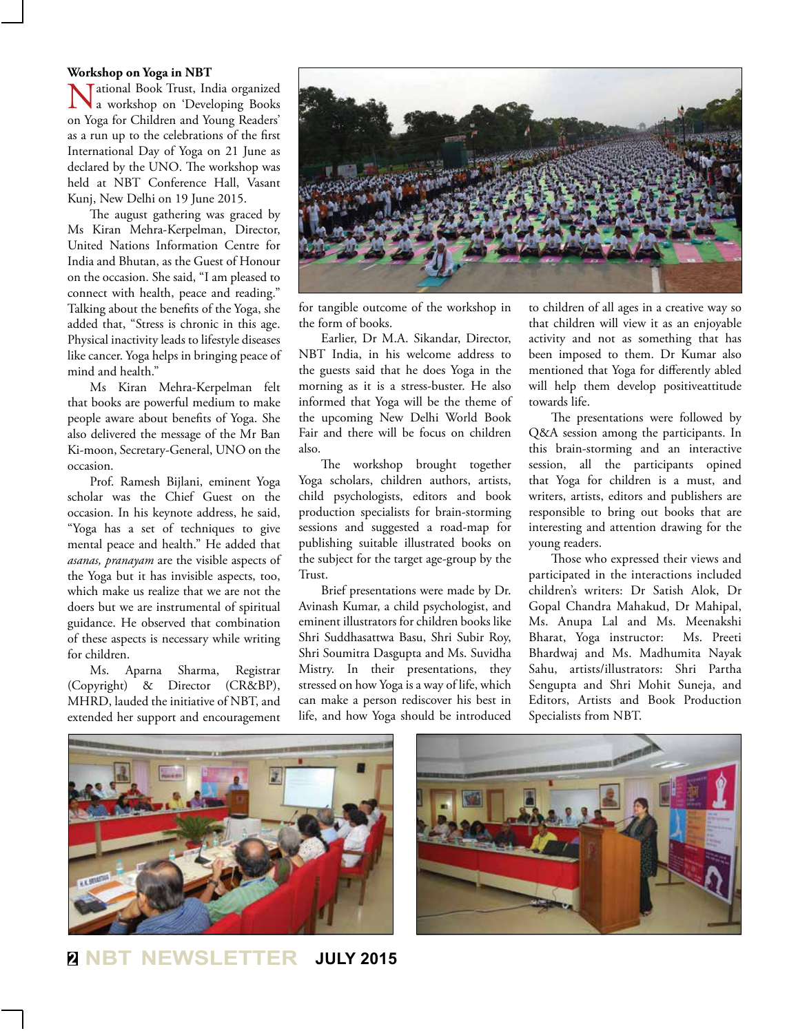### Workshop on Yoga in NBT

National Book Trust, India organized a workshop on 'Developing Books on Yoga for Children and Young Readers' as a run up to the celebrations of the first International Day of Yoga on 21 June as declared by the UNO. The workshop was held at NBT Conference Hall, Vasant Kunj, New Delhi on 19 June 2015.

The august gathering was graced by Ms Kiran Mehra-Kerpelman, Director, United Nations Information Centre for India and Bhutan, as the Guest of Honour on the occasion. She said, "I am pleased to connect with health, peace and reading." Talking about the benefits of the Yoga, she added that, "Stress is chronic in this age. Physical inactivity leads to lifestyle diseases like cancer. Yoga helps in bringing peace of mind and health."

Ms Kiran Mehra-Kerpelman felt that books are powerful medium to make people aware about benefits of Yoga. She also delivered the message of the Mr Ban Ki-moon, Secretary-General, UNO on the occasion.

Prof. Ramesh Bijlani, eminent Yoga scholar was the Chief Guest on the occasion. In his keynote address, he said, "Yoga has a set of techniques to give mental peace and health." He added that *asanas, pranayam* are the visible aspects of the Yoga but it has invisible aspects, too, which make us realize that we are not the doers but we are instrumental of spiritual guidance. He observed that combination of these aspects is necessary while writing for children.

Ms. Aparna Sharma, Registrar (Copyright) & Director (CR&BP), MHRD, lauded the initiative of NBT, and extended her support and encouragement for tangible outcome of the workshop in the form of books.

Earlier, Dr M.A. Sikandar, Director, NBT India, in his welcome address to the guests said that he does Yoga in the morning as it is a stress-buster. He also informed that Yoga will be the theme of the upcoming New Delhi World Book Fair and there will be focus on children also.

The workshop brought together Yoga scholars, children authors, artists, child psychologists, editors and book production specialists for brain-storming sessions and suggested a road-map for publishing suitable illustrated books on the subject for the target age-group by the Trust.

Brief presentations were made by Dr. Avinash Kumar, a child psychologist, and eminent illustrators for children books like Shri Suddhasattwa Basu, Shri Subir Roy, Shri Soumitra Dasgupta and Ms. Suvidha Mistry. In their presentations, they stressed on how Yoga is a way of life, which can make a person rediscover his best in life, and how Yoga should be introduced to children of all ages in a creative way so that children will view it as an enjoyable activity and not as something that has been imposed to them. Dr Kumar also mentioned that Yoga for differently abled will help them develop positiveattitude towards life.

The presentations were followed by Q&A session among the participants. In this brain-storming and an interactive session, all the participants opined that Yoga for children is a must, and writers, artists, editors and publishers are responsible to bring out books that are interesting and attention drawing for the young readers.

Those who expressed their views and participated in the interactions included children's writers: Dr Satish Alok, Dr Gopal Chandra Mahakud, Dr Mahipal, Ms. Anupa Lal and Ms. Meenakshi Bharat, Yoga instructor: Ms. Preeti Bhardwaj and Ms. Madhumita Nayak Sahu, artists/illustrators: Shri Partha Sengupta and Shri Mohit Suneja, and Editors, Artists and Book Production Specialists from NBT.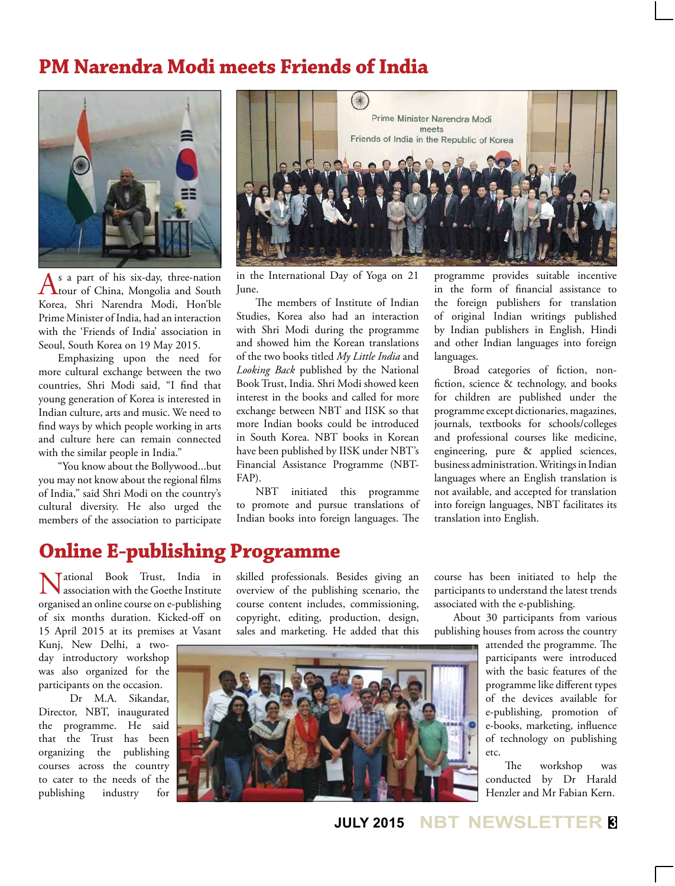# PM Narendra Modi meets Friends of India

As a part of his six-day, three-nation tour of China, Mongolia and South Korea, Shri Narendra Modi, Hon'ble Prime Minister of India, had an interaction with the 'Friends of India' association in Seoul, South Korea on 19 May 2015.

Emphasizing upon the need for more cultural exchange between the two countries, Shri Modi said, "I find that young generation of Korea is interested in Indian culture, arts and music. We need to find ways by which people working in arts and culture here can remain connected with the similar people in India."

"You know about the Bollywood...but you may not know about the regional films of India," said Shri Modi on the country's cultural diversity. He also urged the members of the association to participate in the International Day of Yoga on 21 June.

The members of Institute of Indian Studies, Korea also had an interaction with Shri Modi during the programme and showed him the Korean translations of the two books titled *My Little India* and *Looking Back* published by the National Book Trust, India. Shri Modi showed keen interest in the books and called for more exchange between NBT and IISK so that more Indian books could be introduced in South Korea. NBT books in Korean have been published by IISK under NBT's Financial Assistance Programme (NBT-FAP).

NBT initiated this programme to promote and pursue translations of Indian books into foreign languages. The programme provides suitable incentive in the form of financial assistance to the foreign publishers for translation of original Indian writings published by Indian publishers in English, Hindi and other Indian languages into foreign languages.

Broad categories of fiction, non-fiction, science & technology, and books for children are published under the programme except dictionaries, magazines, journals, textbooks for schools/colleges and professional courses like medicine, engineering, pure & applied sciences, business administration. Writings in Indian languages where an English translation is not available, and accepted for translation into foreign languages, NBT facilitates its translation into English.

# Online E-publishing Programme

National Book Trust, India in association with the Goethe Institute organised an online course on e-publishing of six months duration. Kicked-off on 15 April 2015 at its premises at Vasant Kunj, New Delhi, a two-day introductory workshop was also organized for the participants on the occasion.

Dr M.A. Sikandar, Director, NBT, inaugurated the programme. He said that the Trust has been organizing the publishing courses across the country to cater to the needs of the publishing industry for skilled professionals. Besides giving an overview of the publishing scenario, the course content includes, commissioning, copyright, editing, production, design, sales and marketing. He added that this course has been initiated to help the participants to understand the latest trends associated with the e-publishing.

About 30 participants from various publishing houses from across the country attended the programme. The participants were introduced with the basic features of the programme like different types of the devices available for e-publishing, promotion of e-books, marketing, influence of technology on publishing etc.

The workshop was conducted by Dr Harald Henzler and Mr Fabian Kern.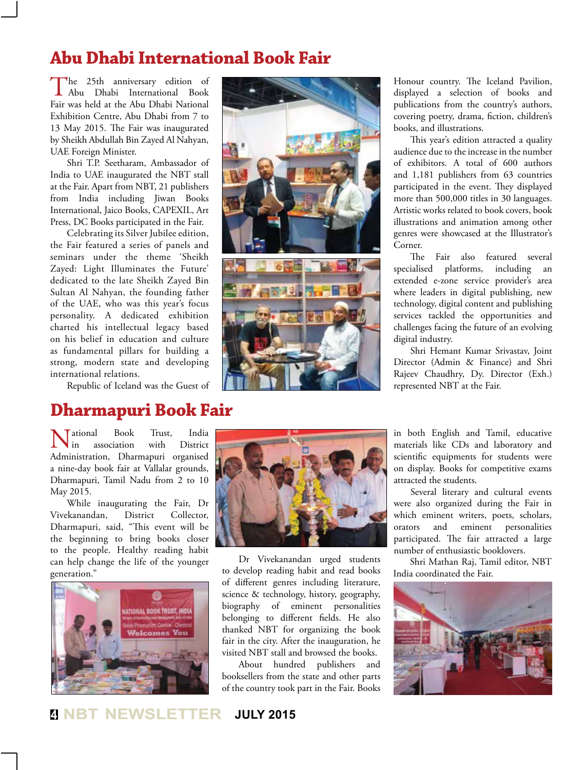# Abu Dhabi International Book Fair

The 25th anniversary edition of Abu Dhabi International Book Fair was held at the Abu Dhabi National Exhibition Centre, Abu Dhabi from 7 to 13 May 2015. The Fair was inaugurated by Sheikh Abdullah Bin Zayed Al Nahyan, UAE Foreign Minister.

Shri T.P. Seetharam, Ambassador of India to UAE inaugurated the NBT stall at the Fair. Apart from NBT, 21 publishers from India including Jiwan Books International, Jaico Books, CAPEXIL, Art Press, DC Books participated in the Fair.

Celebrating its Silver Jubilee edition, the Fair featured a series of panels and seminars under the theme 'Sheikh Zayed: Light Illuminates the Future' dedicated to the late Sheikh Zayed Bin Sultan Al Nahyan, the founding father of the UAE, who was this year's focus personality. A dedicated exhibition charted his intellectual legacy based on his belief in education and culture as fundamental pillars for building a strong, modern state and developing international relations.

Republic of Iceland was the Guest of Honour country. The Iceland Pavilion, displayed a selection of books and publications from the country's authors, covering poetry, drama, fiction, children's books, and illustrations.

This year's edition attracted a quality audience due to the increase in the number of exhibitors. A total of 600 authors and 1,181 publishers from 63 countries participated in the event. They displayed more than 500,000 titles in 30 languages. Artistic works related to book covers, book illustrations and animation among other genres were showcased at the Illustrator's Corner.

The Fair also featured several specialised platforms, including an extended e-zone service provider's area where leaders in digital publishing, new technology, digital content and publishing services tackled the opportunities and challenges facing the future of an evolving digital industry.

Shri Hemant Kumar Srivastav, Joint Director (Admin & Finance) and Shri Rajeev Chaudhry, Dy. Director (Exh.) represented NBT at the Fair.

# Dharmapuri Book Fair

National Book Trust, India in association with District Administration, Dharmapuri organised a nine-day book fair at Vallalar grounds, Dharmapuri, Tamil Nadu from 2 to 10 May 2015.

While inaugurating the Fair, Dr Vivekanandan, District Collector, Dharmapuri, said, "This event will be the beginning to bring books closer to the people. Healthy reading habit can help change the life of the younger generation."

Dr Vivekanandan urged students to develop reading habit and read books of different genres including literature, science & technology, history, geography, biography of eminent personalities belonging to different fields. He also thanked NBT for organizing the book fair in the city. After the inauguration, he visited NBT stall and browsed the books.

About hundred publishers and booksellers from the state and other parts of the country took part in the Fair. Books in both English and Tamil, educative materials like CDs and laboratory and scientific equipments for students were on display. Books for competitive exams attracted the students.

Several literary and cultural events were also organized during the Fair in which eminent writers, poets, scholars, orators and eminent personalities participated. The fair attracted a large number of enthusiastic booklovers.

Shri Mathan Raj, Tamil editor, NBT India coordinated the Fair.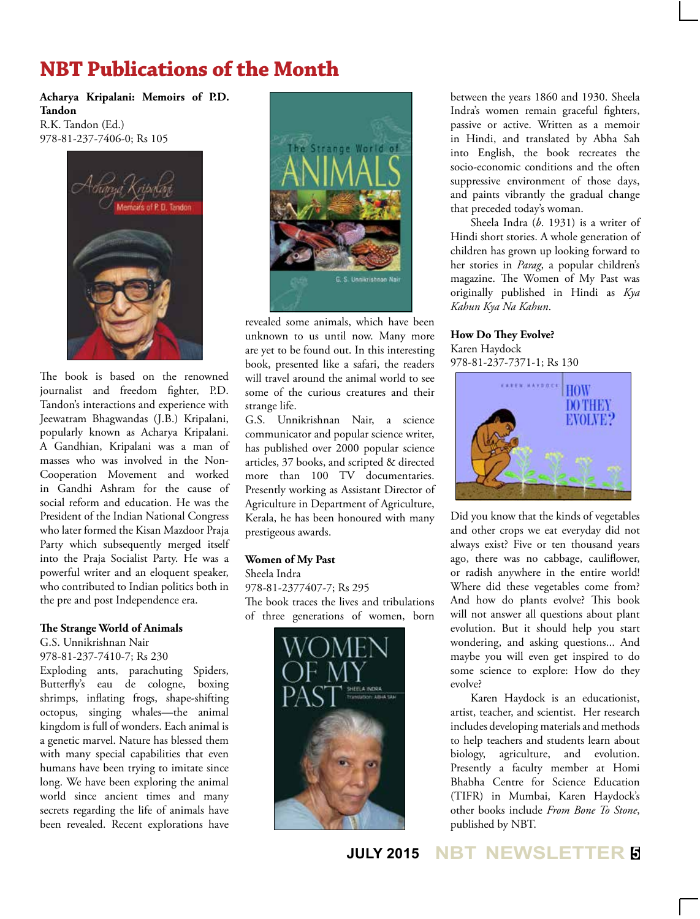# NBT Publications of the Month

**Acharya Kripalani: Memoirs of P.D. Tandon**
R.K. Tandon (Ed.)
978-81-237-7406-0; Rs 105

The book is based on the renowned journalist and freedom fighter, P.D. Tandon's interactions and experience with Jeewatram Bhagwandas (J.B.) Kripalani, popularly known as Acharya Kripalani. A Gandhian, Kripalani was a man of masses who was involved in the Non-Cooperation Movement and worked in Gandhi Ashram for the cause of social reform and education. He was the President of the Indian National Congress who later formed the Kisan Mazdoor Praja Party which subsequently merged itself into the Praja Socialist Party. He was a powerful writer and an eloquent speaker, who contributed to Indian politics both in the pre and post Independence era.

**The Strange World of Animals**
G.S. Unnikrishnan Nair
978-81-237-7410-7; Rs 230

Exploding ants, parachuting Spiders, Butterfly's eau de cologne, boxing shrimps, inflating frogs, shape-shifting octopus, singing whales—the animal kingdom is full of wonders. Each animal is a genetic marvel. Nature has blessed them with many special capabilities that even humans have been trying to imitate since long. We have been exploring the animal world since ancient times and many secrets regarding the life of animals have been revealed. Recent explorations have revealed some animals, which have been unknown to us until now. Many more are yet to be found out. In this interesting book, presented like a safari, the readers will travel around the animal world to see some of the curious creatures and their strange life.

G.S. Unnikrishnan Nair, a science communicator and popular science writer, has published over 2000 popular science articles, 37 books, and scripted & directed more than 100 TV documentaries. Presently working as Assistant Director of Agriculture in Department of Agriculture, Kerala, he has been honoured with many prestigeous awards.

**Women of My Past**
Sheela Indra
978-81-2377407-7; Rs 295

The book traces the lives and tribulations of three generations of women, born between the years 1860 and 1930. Sheela Indra's women remain graceful fighters, passive or active. Written as a memoir in Hindi, and translated by Abha Sah into English, the book recreates the socio-economic conditions and the often suppressive environment of those days, and paints vibrantly the gradual change that preceded today's woman.

Sheela Indra (*b.* 1931) is a writer of Hindi short stories. A whole generation of children has grown up looking forward to her stories in *Parag*, a popular children's magazine. The Women of My Past was originally published in Hindi as *Kya Kahun Kya Na Kahun*.

**How Do They Evolve?**
Karen Haydock
978-81-237-7371-1; Rs 130

Did you know that the kinds of vegetables and other crops we eat everyday did not always exist? Five or ten thousand years ago, there was no cabbage, cauliflower, or radish anywhere in the entire world! Where did these vegetables come from? And how do plants evolve? This book will not answer all questions about plant evolution. But it should help you start wondering, and asking questions... And maybe you will even get inspired to do some science to explore: How do they evolve?

Karen Haydock is an educationist, artist, teacher, and scientist. Her research includes developing materials and methods to help teachers and students learn about biology, agriculture, and evolution. Presently a faculty member at Homi Bhabha Centre for Science Education (TIFR) in Mumbai, Karen Haydock's other books include *From Bone To Stone*, published by NBT.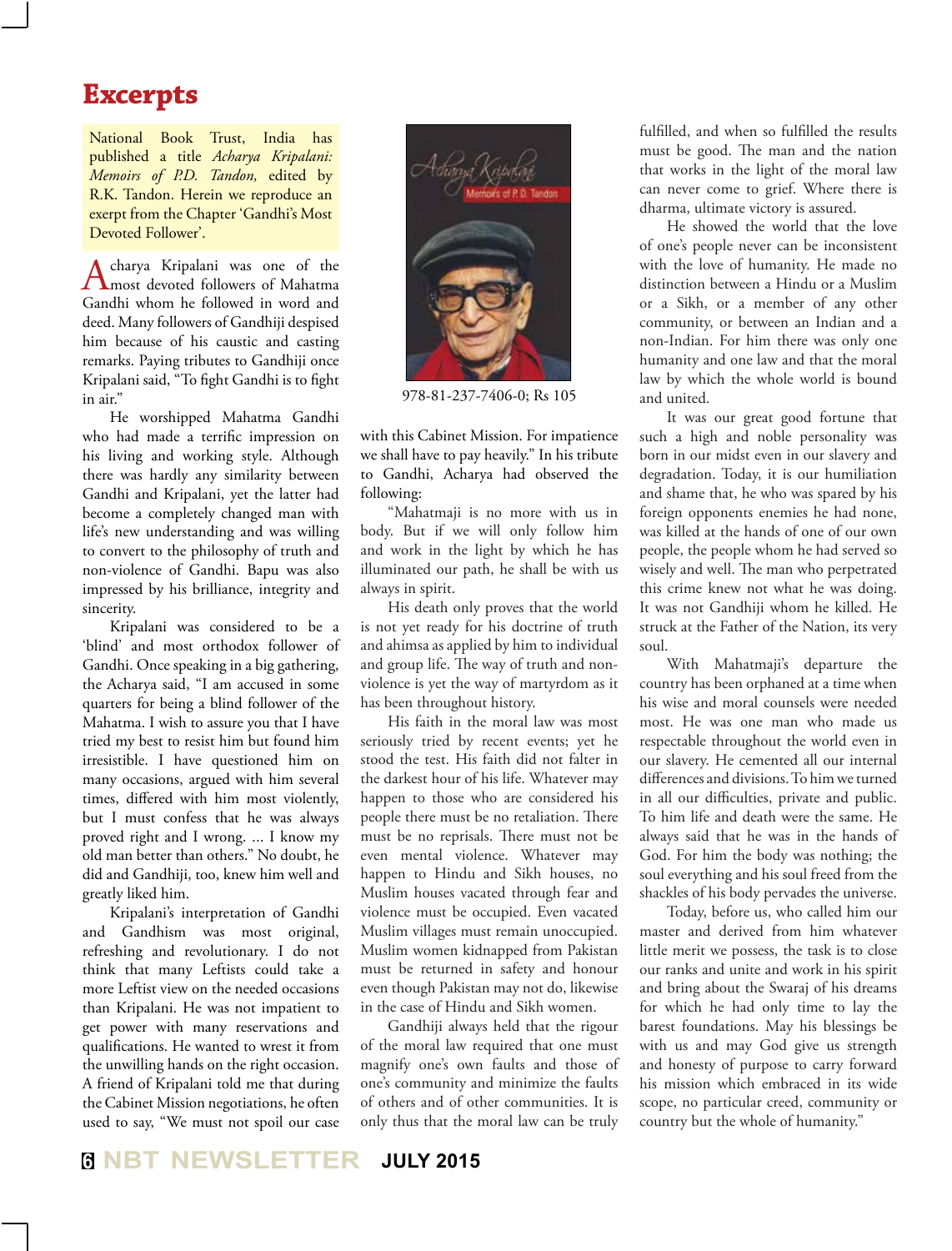# Excerpts

National Book Trust, India has published a title *Acharya Kripalani: Memoirs of P.D. Tandon,* edited by R.K. Tandon. Herein we reproduce an exerpt from the Chapter 'Gandhi's Most Devoted Follower'.

Acharya Kripalani was one of the most devoted followers of Mahatma Gandhi whom he followed in word and deed. Many followers of Gandhiji despised him because of his caustic and casting remarks. Paying tributes to Gandhiji once Kripalani said, "To fight Gandhi is to fight in air."

He worshipped Mahatma Gandhi who had made a terrific impression on his living and working style. Although there was hardly any similarity between Gandhi and Kripalani, yet the latter had become a completely changed man with life's new understanding and was willing to convert to the philosophy of truth and non-violence of Gandhi. Bapu was also impressed by his brilliance, integrity and sincerity.

Kripalani was considered to be a 'blind' and most orthodox follower of Gandhi. Once speaking in a big gathering, the Acharya said, "I am accused in some quarters for being a blind follower of the Mahatma. I wish to assure you that I have tried my best to resist him but found him irresistible. I have questioned him on many occasions, argued with him several times, differed with him most violently, but I must confess that he was always proved right and I wrong. ... I know my old man better than others." No doubt, he did and Gandhiji, too, knew him well and greatly liked him.

Kripalani's interpretation of Gandhi and Gandhism was most original, refreshing and revolutionary. I do not think that many Leftists could take a more Leftist view on the needed occasions than Kripalani. He was not impatient to get power with many reservations and qualifications. He wanted to wrest it from the unwilling hands on the right occasion. A friend of Kripalani told me that during the Cabinet Mission negotiations, he often used to say, "We must not spoil our case with this Cabinet Mission. For impatience we shall have to pay heavily." In his tribute to Gandhi, Acharya had observed the following:

978-81-237-7406-0; Rs 105

"Mahatmaji is no more with us in body. But if we will only follow him and work in the light by which he has illuminated our path, he shall be with us always in spirit.

His death only proves that the world is not yet ready for his doctrine of truth and ahimsa as applied by him to individual and group life. The way of truth and non-violence is yet the way of martyrdom as it has been throughout history.

His faith in the moral law was most seriously tried by recent events; yet he stood the test. His faith did not falter in the darkest hour of his life. Whatever may happen to those who are considered his people there must be no retaliation. There must be no reprisals. There must not be even mental violence. Whatever may happen to Hindu and Sikh houses, no Muslim houses vacated through fear and violence must be occupied. Even vacated Muslim villages must remain unoccupied. Muslim women kidnapped from Pakistan must be returned in safety and honour even though Pakistan may not do, likewise in the case of Hindu and Sikh women.

Gandhiji always held that the rigour of the moral law required that one must magnify one's own faults and those of one's community and minimize the faults of others and of other communities. It is only thus that the moral law can be truly fulfilled, and when so fulfilled the results must be good. The man and the nation that works in the light of the moral law can never come to grief. Where there is dharma, ultimate victory is assured.

He showed the world that the love of one's people never can be inconsistent with the love of humanity. He made no distinction between a Hindu or a Muslim or a Sikh, or a member of any other community, or between an Indian and a non-Indian. For him there was only one humanity and one law and that the moral law by which the whole world is bound and united.

It was our great good fortune that such a high and noble personality was born in our midst even in our slavery and degradation. Today, it is our humiliation and shame that, he who was spared by his foreign opponents enemies he had none, was killed at the hands of one of our own people, the people whom he had served so wisely and well. The man who perpetrated this crime knew not what he was doing. It was not Gandhiji whom he killed. He struck at the Father of the Nation, its very soul.

With Mahatmaji's departure the country has been orphaned at a time when his wise and moral counsels were needed most. He was one man who made us respectable throughout the world even in our slavery. He cemented all our internal differences and divisions. To him we turned in all our difficulties, private and public. To him life and death were the same. He always said that he was in the hands of God. For him the body was nothing; the soul everything and his soul freed from the shackles of his body pervades the universe.

Today, before us, who called him our master and derived from him whatever little merit we possess, the task is to close our ranks and unite and work in his spirit and bring about the Swaraj of his dreams for which he had only time to lay the barest foundations. May his blessings be with us and may God give us strength and honesty of purpose to carry forward his mission which embraced in its wide scope, no particular creed, community or country but the whole of humanity."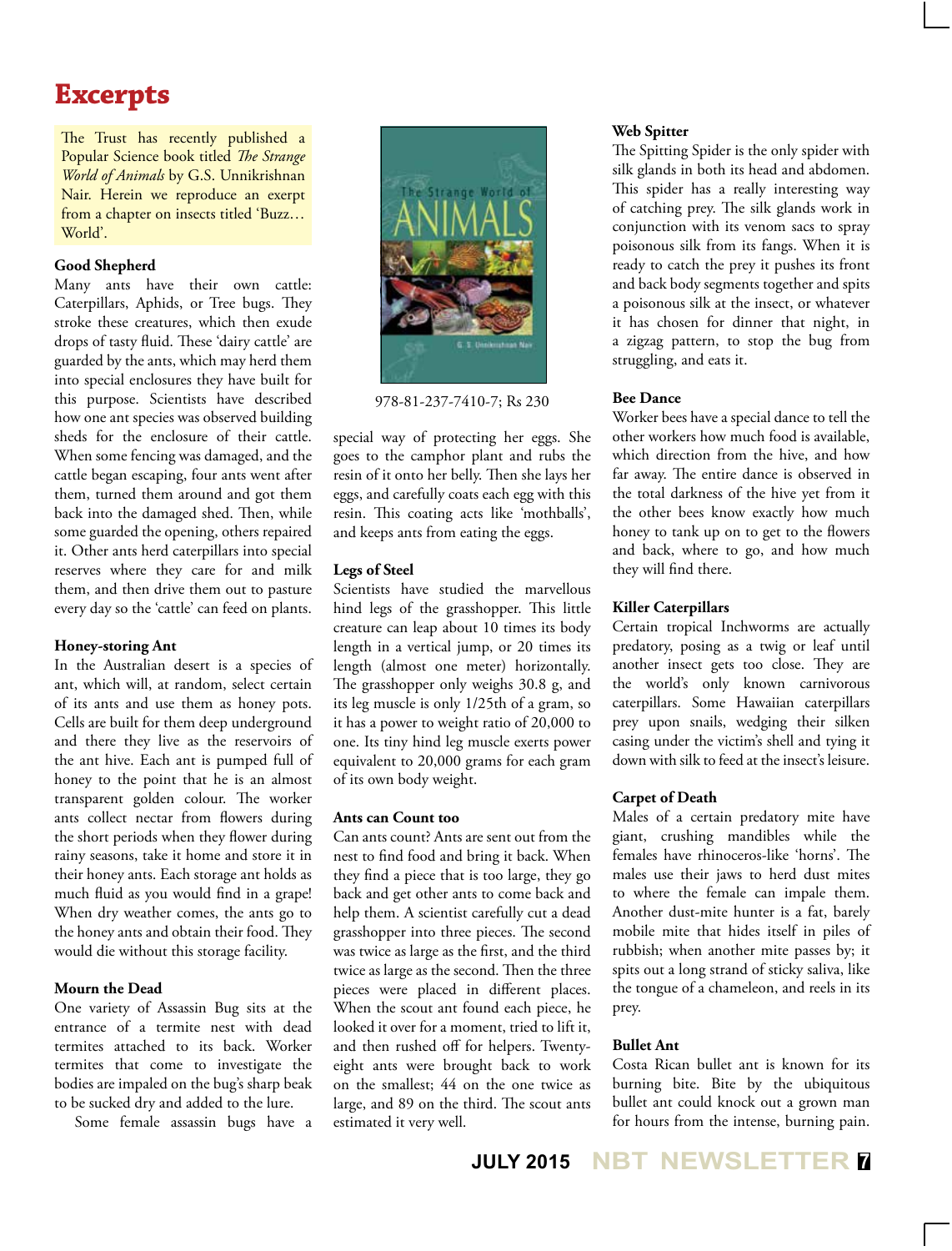# Excerpts

The Trust has recently published a Popular Science book titled *The Strange World of Animals* by G.S. Unnikrishnan Nair. Herein we reproduce an exerpt from a chapter on insects titled 'Buzz… World'.

978-81-237-7410-7; Rs 230

**Good Shepherd**

Many ants have their own cattle: Caterpillars, Aphids, or Tree bugs. They stroke these creatures, which then exude drops of tasty fluid. These 'dairy cattle' are guarded by the ants, which may herd them into special enclosures they have built for this purpose. Scientists have described how one ant species was observed building sheds for the enclosure of their cattle. When some fencing was damaged, and the cattle began escaping, four ants went after them, turned them around and got them back into the damaged shed. Then, while some guarded the opening, others repaired it. Other ants herd caterpillars into special reserves where they care for and milk them, and then drive them out to pasture every day so the 'cattle' can feed on plants.

**Honey-storing Ant**

In the Australian desert is a species of ant, which will, at random, select certain of its ants and use them as honey pots. Cells are built for them deep underground and there they live as the reservoirs of the ant hive. Each ant is pumped full of honey to the point that he is an almost transparent golden colour. The worker ants collect nectar from flowers during the short periods when they flower during rainy seasons, take it home and store it in their honey ants. Each storage ant holds as much fluid as you would find in a grape! When dry weather comes, the ants go to the honey ants and obtain their food. They would die without this storage facility.

**Mourn the Dead**

One variety of Assassin Bug sits at the entrance of a termite nest with dead termites attached to its back. Worker termites that come to investigate the bodies are impaled on the bug's sharp beak to be sucked dry and added to the lure.

Some female assassin bugs have a special way of protecting her eggs. She goes to the camphor plant and rubs the resin of it onto her belly. Then she lays her eggs, and carefully coats each egg with this resin. This coating acts like 'mothballs', and keeps ants from eating the eggs.

**Legs of Steel**

Scientists have studied the marvellous hind legs of the grasshopper. This little creature can leap about 10 times its body length in a vertical jump, or 20 times its length (almost one meter) horizontally. The grasshopper only weighs 30.8 g, and its leg muscle is only 1/25th of a gram, so it has a power to weight ratio of 20,000 to one. Its tiny hind leg muscle exerts power equivalent to 20,000 grams for each gram of its own body weight.

**Ants can Count too**

Can ants count? Ants are sent out from the nest to find food and bring it back. When they find a piece that is too large, they go back and get other ants to come back and help them. A scientist carefully cut a dead grasshopper into three pieces. The second was twice as large as the first, and the third twice as large as the second. Then the three pieces were placed in different places. When the scout ant found each piece, he looked it over for a moment, tried to lift it, and then rushed off for helpers. Twenty-eight ants were brought back to work on the smallest; 44 on the one twice as large, and 89 on the third. The scout ants estimated it very well.

**Web Spitter**

The Spitting Spider is the only spider with silk glands in both its head and abdomen. This spider has a really interesting way of catching prey. The silk glands work in conjunction with its venom sacs to spray poisonous silk from its fangs. When it is ready to catch the prey it pushes its front and back body segments together and spits a poisonous silk at the insect, or whatever it has chosen for dinner that night, in a zigzag pattern, to stop the bug from struggling, and eats it.

**Bee Dance**

Worker bees have a special dance to tell the other workers how much food is available, which direction from the hive, and how far away. The entire dance is observed in the total darkness of the hive yet from it the other bees know exactly how much honey to tank up on to get to the flowers and back, where to go, and how much they will find there.

**Killer Caterpillars**

Certain tropical Inchworms are actually predatory, posing as a twig or leaf until another insect gets too close. They are the world's only known carnivorous caterpillars. Some Hawaiian caterpillars prey upon snails, wedging their silken casing under the victim's shell and tying it down with silk to feed at the insect's leisure.

**Carpet of Death**

Males of a certain predatory mite have giant, crushing mandibles while the females have rhinoceros-like 'horns'. The males use their jaws to herd dust mites to where the female can impale them. Another dust-mite hunter is a fat, barely mobile mite that hides itself in piles of rubbish; when another mite passes by; it spits out a long strand of sticky saliva, like the tongue of a chameleon, and reels in its prey.

**Bullet Ant**

Costa Rican bullet ant is known for its burning bite. Bite by the ubiquitous bullet ant could knock out a grown man for hours from the intense, burning pain.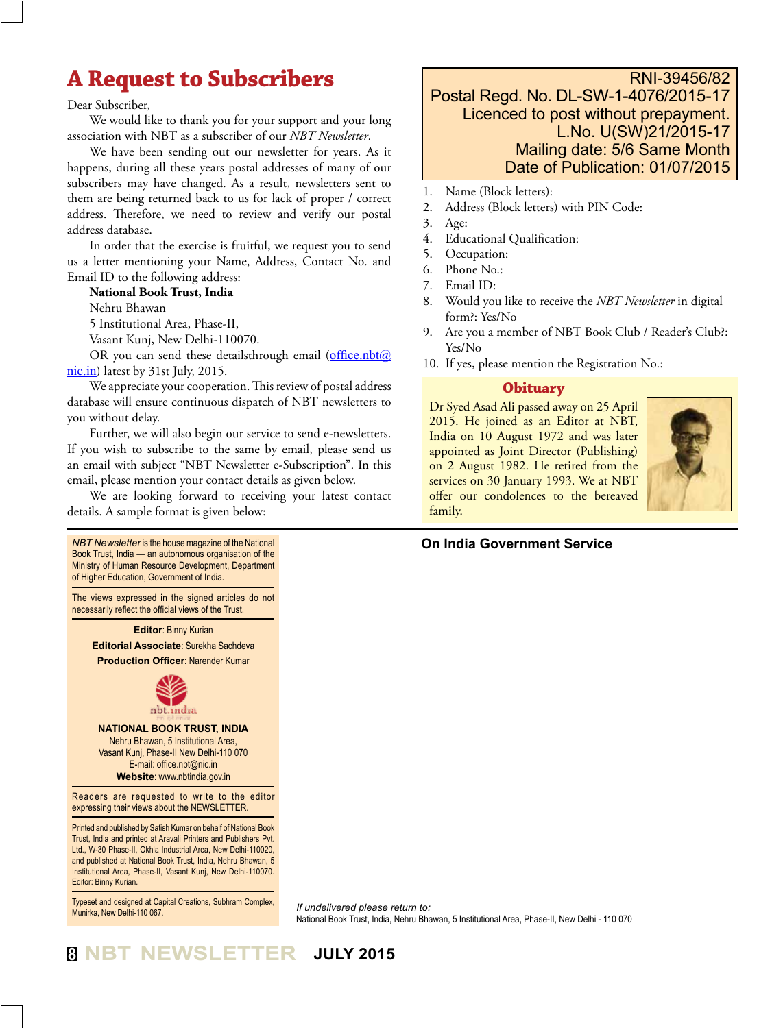# A Request to Subscribers

Dear Subscriber,

We would like to thank you for your support and your long association with NBT as a subscriber of our *NBT Newsletter*.

We have been sending out our newsletter for years. As it happens, during all these years postal addresses of many of our subscribers may have changed. As a result, newsletters sent to them are being returned back to us for lack of proper / correct address. Therefore, we need to review and verify our postal address database.

In order that the exercise is fruitful, we request you to send us a letter mentioning your Name, Address, Contact No. and Email ID to the following address:

**National Book Trust, India**
Nehru Bhawan
5 Institutional Area, Phase-II,
Vasant Kunj, New Delhi-110070.

OR you can send these detailsthrough email (office.nbt@nic.in) latest by 31st July, 2015.

We appreciate your cooperation. This review of postal address database will ensure continuous dispatch of NBT newsletters to you without delay.

Further, we will also begin our service to send e-newsletters. If you wish to subscribe to the same by email, please send us an email with subject "NBT Newsletter e-Subscription". In this email, please mention your contact details as given below.

We are looking forward to receiving your latest contact details. A sample format is given below:

RNI-39456/82
Postal Regd. No. DL-SW-1-4076/2015-17
Licenced to post without prepayment.
L.No. U(SW)21/2015-17
Mailing date: 5/6 Same Month
Date of Publication: 01/07/2015

1. Name (Block letters):
2. Address (Block letters) with PIN Code:
3. Age:
4. Educational Qualification:
5. Occupation:
6. Phone No.:
7. Email ID:
8. Would you like to receive the *NBT Newsletter* in digital form?: Yes/No
9. Are you a member of NBT Book Club / Reader's Club?: Yes/No
10. If yes, please mention the Registration No.:

## Obituary

Dr Syed Asad Ali passed away on 25 April 2015. He joined as an Editor at NBT, India on 10 August 1972 and was later appointed as Joint Director (Publishing) on 2 August 1982. He retired from the services on 30 January 1993. We at NBT offer our condolences to the bereaved family.

---

*NBT Newsletter* is the house magazine of the National Book Trust, India — an autonomous organisation of the Ministry of Human Resource Development, Department of Higher Education, Government of India.

The views expressed in the signed articles do not necessarily reflect the official views of the Trust.

**Editor**: Binny Kurian
**Editorial Associate**: Surekha Sachdeva
**Production Officer**: Narender Kumar

**NATIONAL BOOK TRUST, INDIA**
Nehru Bhawan, 5 Institutional Area,
Vasant Kunj, Phase-II New Delhi-110 070
E-mail: office.nbt@nic.in
**Website**: www.nbtindia.gov.in

Readers are requested to write to the editor expressing their views about the NEWSLETTER.

Printed and published by Satish Kumar on behalf of National Book Trust, India and printed at Aravali Printers and Publishers Pvt. Ltd., W-30 Phase-II, Okhla Industrial Area, New Delhi-110020, and published at National Book Trust, India, Nehru Bhawan, 5 Institutional Area, Phase-II, Vasant Kunj, New Delhi-110070. Editor: Binny Kurian.

Typeset and designed at Capital Creations, Subhram Complex, Munirka, New Delhi-110 067.

**On India Government Service**

*If undelivered please return to:*
National Book Trust, India, Nehru Bhawan, 5 Institutional Area, Phase-II, New Delhi - 110 070